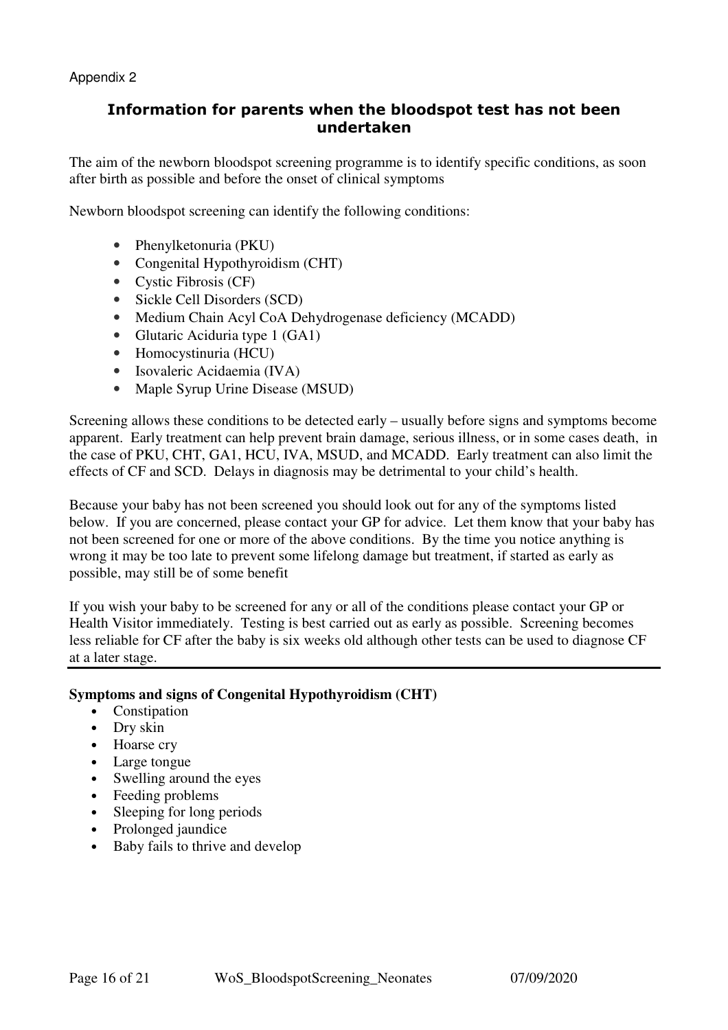Appendix 2

## Information for parents when the bloodspot test has not been undertaken

The aim of the newborn bloodspot screening programme is to identify specific conditions, as soon after birth as possible and before the onset of clinical symptoms

Newborn bloodspot screening can identify the following conditions:

- Phenylketonuria (PKU)
- Congenital Hypothyroidism (CHT)
- Cystic Fibrosis (CF)
- Sickle Cell Disorders (SCD)
- Medium Chain Acyl CoA Dehydrogenase deficiency (MCADD)
- Glutaric Aciduria type 1 (GA1)
- Homocystinuria (HCU)
- Isovaleric Acidaemia (IVA)
- Maple Syrup Urine Disease (MSUD)

Screening allows these conditions to be detected early – usually before signs and symptoms become apparent. Early treatment can help prevent brain damage, serious illness, or in some cases death, in the case of PKU, CHT, GA1, HCU, IVA, MSUD, and MCADD. Early treatment can also limit the effects of CF and SCD. Delays in diagnosis may be detrimental to your child's health.

Because your baby has not been screened you should look out for any of the symptoms listed below. If you are concerned, please contact your GP for advice. Let them know that your baby has not been screened for one or more of the above conditions. By the time you notice anything is wrong it may be too late to prevent some lifelong damage but treatment, if started as early as possible, may still be of some benefit

If you wish your baby to be screened for any or all of the conditions please contact your GP or Health Visitor immediately. Testing is best carried out as early as possible. Screening becomes less reliable for CF after the baby is six weeks old although other tests can be used to diagnose CF at a later stage.

---

**Symptoms and signs of Congenital Hypothyroidism (CHT)**

- Constipation
- Dry skin
- Hoarse cry
- Large tongue
- Swelling around the eyes
- Feeding problems
- Sleeping for long periods
- Prolonged jaundice
- Baby fails to thrive and develop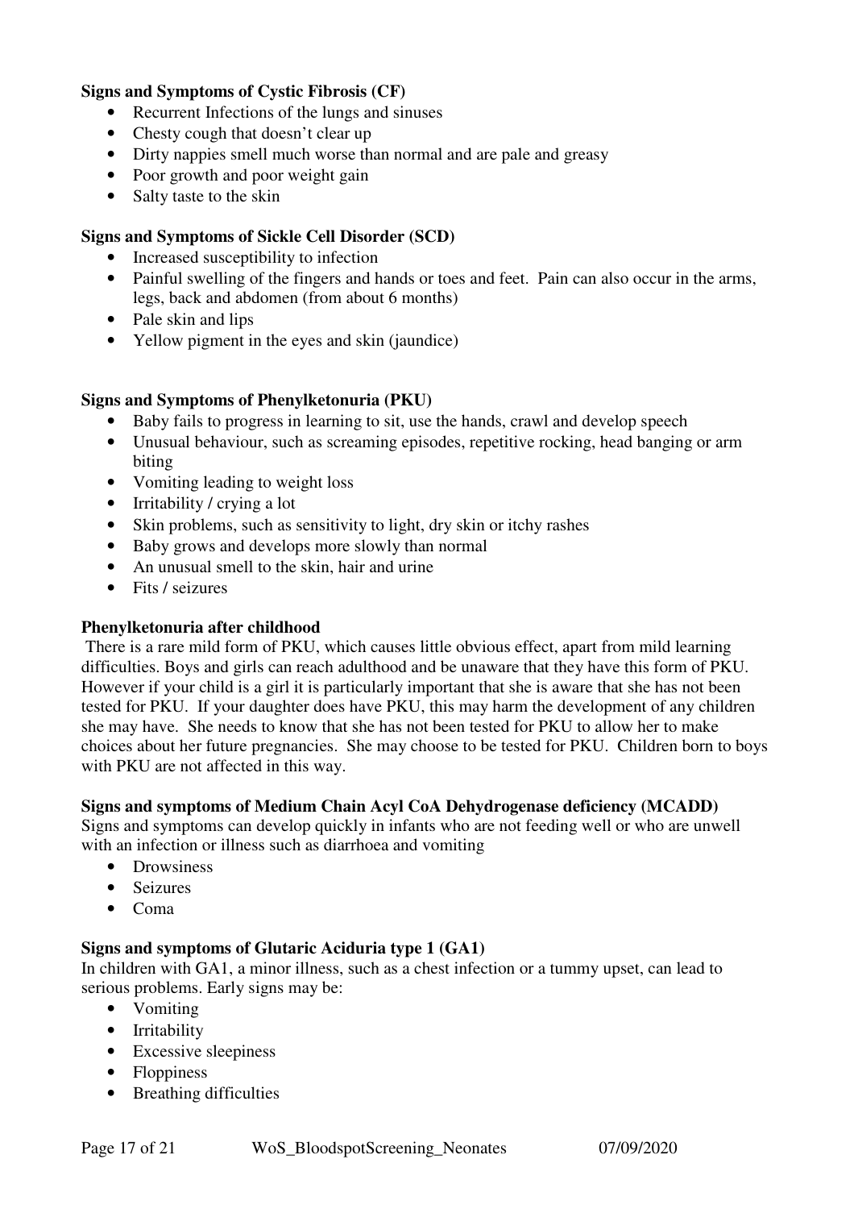**Signs and Symptoms of Cystic Fibrosis (CF)**

- Recurrent Infections of the lungs and sinuses
- Chesty cough that doesn't clear up
- Dirty nappies smell much worse than normal and are pale and greasy
- Poor growth and poor weight gain
- Salty taste to the skin

**Signs and Symptoms of Sickle Cell Disorder (SCD)**

- Increased susceptibility to infection
- Painful swelling of the fingers and hands or toes and feet. Pain can also occur in the arms, legs, back and abdomen (from about 6 months)
- Pale skin and lips
- Yellow pigment in the eyes and skin (jaundice)

**Signs and Symptoms of Phenylketonuria (PKU)**

- Baby fails to progress in learning to sit, use the hands, crawl and develop speech
- Unusual behaviour, such as screaming episodes, repetitive rocking, head banging or arm biting
- Vomiting leading to weight loss
- Irritability / crying a lot
- Skin problems, such as sensitivity to light, dry skin or itchy rashes
- Baby grows and develops more slowly than normal
- An unusual smell to the skin, hair and urine
- Fits / seizures

**Phenylketonuria after childhood**

There is a rare mild form of PKU, which causes little obvious effect, apart from mild learning difficulties. Boys and girls can reach adulthood and be unaware that they have this form of PKU. However if your child is a girl it is particularly important that she is aware that she has not been tested for PKU. If your daughter does have PKU, this may harm the development of any children she may have. She needs to know that she has not been tested for PKU to allow her to make choices about her future pregnancies. She may choose to be tested for PKU. Children born to boys with PKU are not affected in this way.

**Signs and symptoms of Medium Chain Acyl CoA Dehydrogenase deficiency (MCADD)**

Signs and symptoms can develop quickly in infants who are not feeding well or who are unwell with an infection or illness such as diarrhoea and vomiting

- Drowsiness
- Seizures
- Coma

**Signs and symptoms of Glutaric Aciduria type 1 (GA1)**

In children with GA1, a minor illness, such as a chest infection or a tummy upset, can lead to serious problems. Early signs may be:

- Vomiting
- Irritability
- Excessive sleepiness
- Floppiness
- Breathing difficulties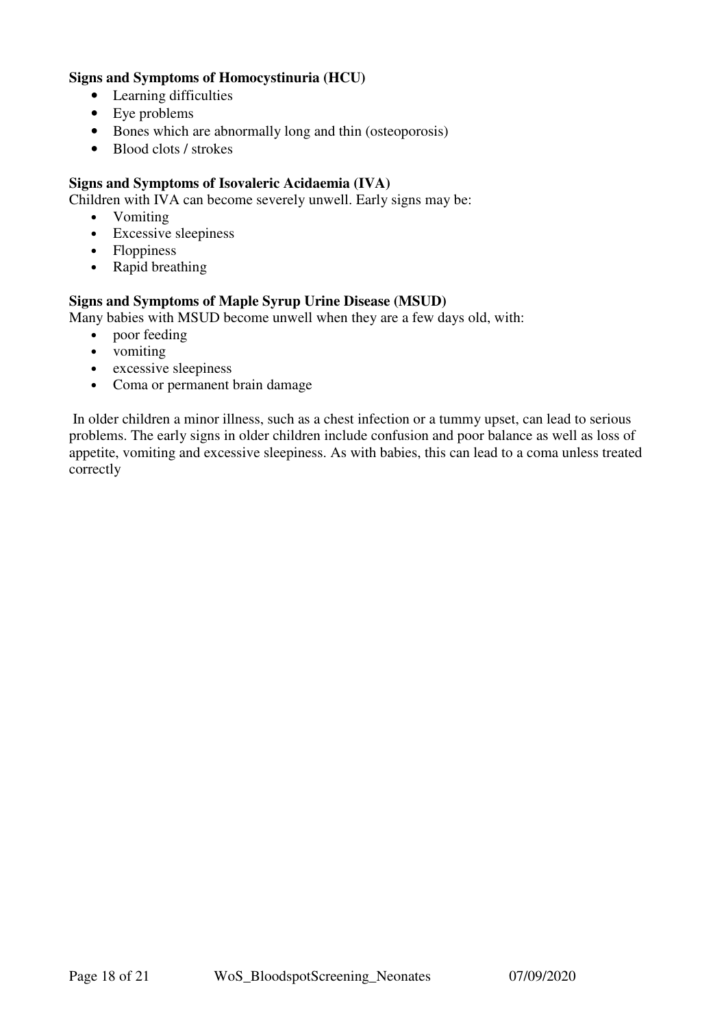**Signs and Symptoms of Homocystinuria (HCU)**

- Learning difficulties
- Eye problems
- Bones which are abnormally long and thin (osteoporosis)
- Blood clots / strokes

**Signs and Symptoms of Isovaleric Acidaemia (IVA)**

Children with IVA can become severely unwell. Early signs may be:

- Vomiting
- Excessive sleepiness
- Floppiness
- Rapid breathing

**Signs and Symptoms of Maple Syrup Urine Disease (MSUD)**

Many babies with MSUD become unwell when they are a few days old, with:

- poor feeding
- vomiting
- excessive sleepiness
- Coma or permanent brain damage

In older children a minor illness, such as a chest infection or a tummy upset, can lead to serious problems. The early signs in older children include confusion and poor balance as well as loss of appetite, vomiting and excessive sleepiness. As with babies, this can lead to a coma unless treated correctly